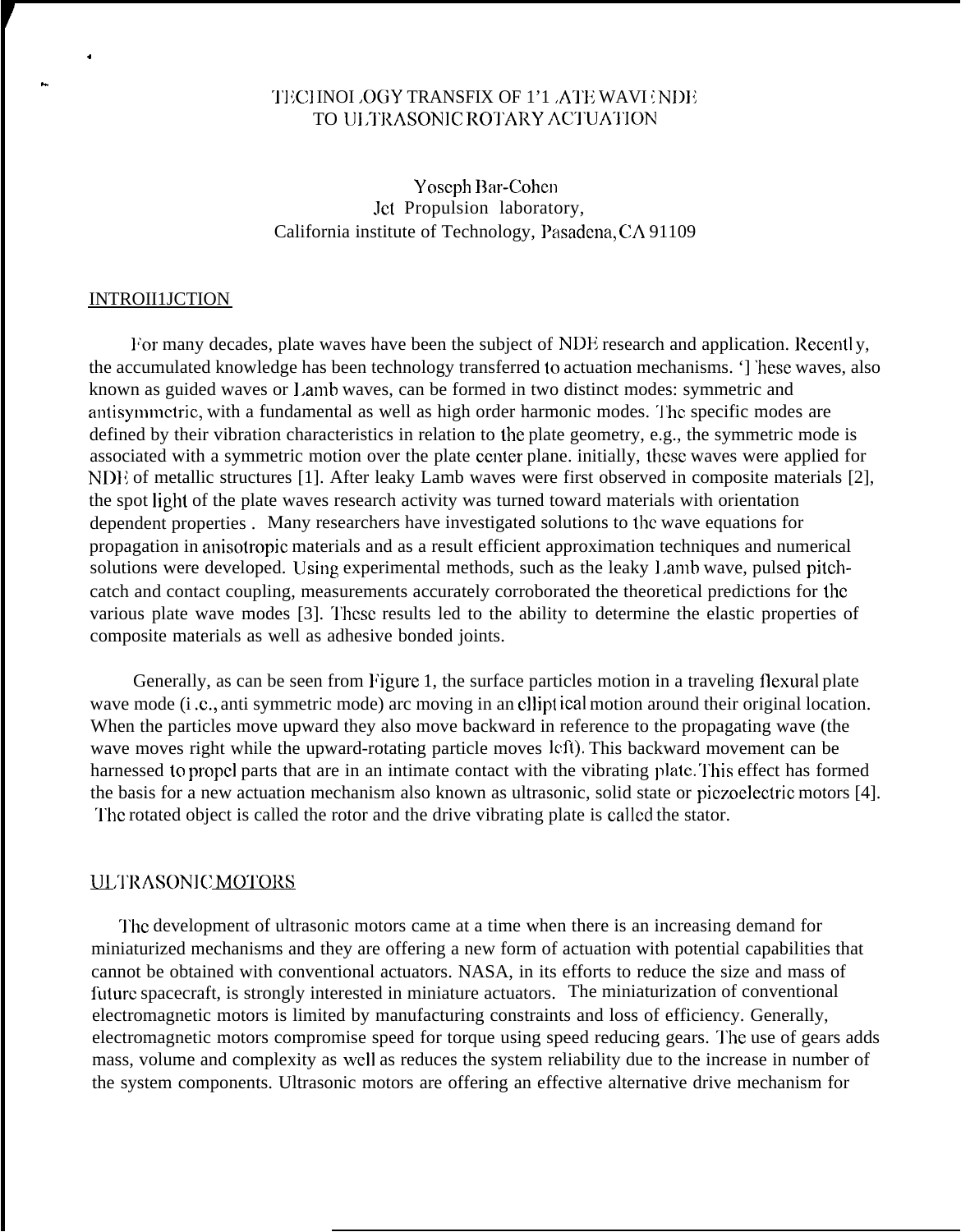# TECHNOLOGY TRANSFIX OF PLATE WAVE NDE TO ULTRASONIC ROTARY ACTUATION

Yoseph Bar-Cohen
Jet Propulsion laboratory,
California institute of Technology, Pasadena, CA 91109

## INTRODUCTION

For many decades, plate waves have been the subject of NDE research and application. Recently, the accumulated knowledge has been technology transferred to actuation mechanisms. These waves, also known as guided waves or Lamb waves, can be formed in two distinct modes: symmetric and antisymmetric, with a fundamental as well as high order harmonic modes. The specific modes are defined by their vibration characteristics in relation to the plate geometry, e.g., the symmetric mode is associated with a symmetric motion over the plate center plane. initially, these waves were applied for NDE of metallic structures [1]. After leaky Lamb waves were first observed in composite materials [2], the spot light of the plate waves research activity was turned toward materials with orientation dependent properties . Many researchers have investigated solutions to the wave equations for propagation in anisotropic materials and as a result efficient approximation techniques and numerical solutions were developed. Using experimental methods, such as the leaky Lamb wave, pulsed pitch-catch and contact coupling, measurements accurately corroborated the theoretical predictions for the various plate wave modes [3]. These results led to the ability to determine the elastic properties of composite materials as well as adhesive bonded joints.

Generally, as can be seen from Figure 1, the surface particles motion in a traveling flexural plate wave mode (i.e., anti symmetric mode) are moving in an elliptical motion around their original location. When the particles move upward they also move backward in reference to the propagating wave (the wave moves right while the upward-rotating particle moves left). This backward movement can be harnessed to propel parts that are in an intimate contact with the vibrating plate. This effect has formed the basis for a new actuation mechanism also known as ultrasonic, solid state or piezoelectric motors [4]. The rotated object is called the rotor and the drive vibrating plate is called the stator.

## ULTRASONIC MOTORS

The development of ultrasonic motors came at a time when there is an increasing demand for miniaturized mechanisms and they are offering a new form of actuation with potential capabilities that cannot be obtained with conventional actuators. NASA, in its efforts to reduce the size and mass of future spacecraft, is strongly interested in miniature actuators. The miniaturization of conventional electromagnetic motors is limited by manufacturing constraints and loss of efficiency. Generally, electromagnetic motors compromise speed for torque using speed reducing gears. The use of gears adds mass, volume and complexity as well as reduces the system reliability due to the increase in number of the system components. Ultrasonic motors are offering an effective alternative drive mechanism for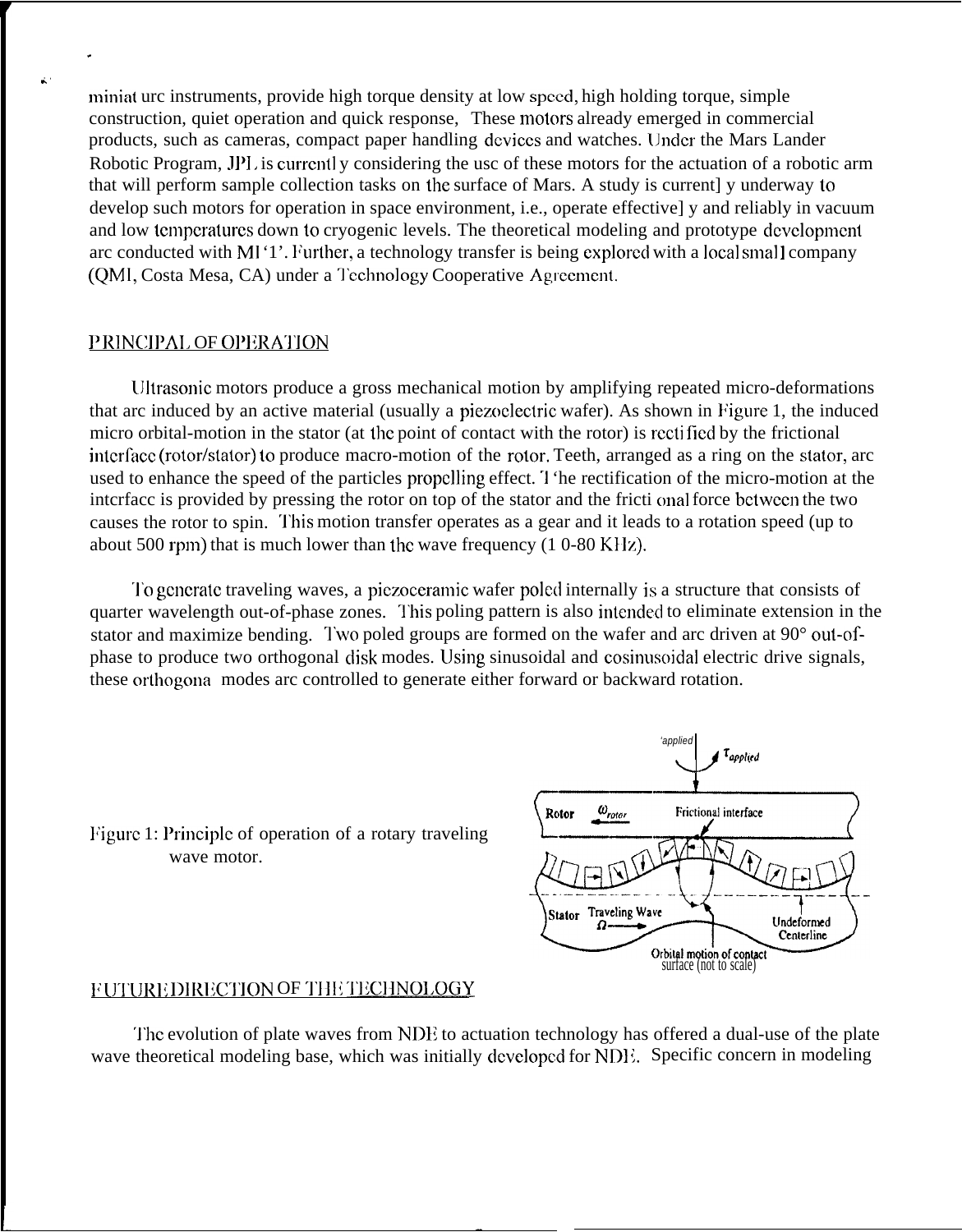miniature instruments, provide high torque density at low speed, high holding torque, simple construction, quiet operation and quick response, These motors already emerged in commercial products, such as cameras, compact paper handling devices and watches. Under the Mars Lander Robotic Program, JPL is currently considering the use of these motors for the actuation of a robotic arm that will perform sample collection tasks on the surface of Mars. A study is currently underway to develop such motors for operation in space environment, i.e., operate effectively and reliably in vacuum and low temperatures down to cryogenic levels. The theoretical modeling and prototype development are conducted with MIT. Further, a technology transfer is being explored with a local small company (QMI, Costa Mesa, CA) under a Technology Cooperative Agreement.

## PRINCIPAL OF OPERATION

Ultrasonic motors produce a gross mechanical motion by amplifying repeated micro-deformations that are induced by an active material (usually a piezoelectric wafer). As shown in Figure 1, the induced micro orbital-motion in the stator (at the point of contact with the rotor) is rectified by the frictional interface (rotor/stator) to produce macro-motion of the rotor. Teeth, arranged as a ring on the stator, are used to enhance the speed of the particles propelling effect. The rectification of the micro-motion at the interface is provided by pressing the rotor on top of the stator and the frictional force between the two causes the rotor to spin. This motion transfer operates as a gear and it leads to a rotation speed (up to about 500 rpm) that is much lower than the wave frequency (10-80 KHz).

To generate traveling waves, a piezoceramic wafer poled internally is a structure that consists of quarter wavelength out-of-phase zones. This poling pattern is also intended to eliminate extension in the stator and maximize bending. Two poled groups are formed on the wafer and are driven at 90° out-of-phase to produce two orthogonal disk modes. Using sinusoidal and cosinusoidal electric drive signals, these orthogonal modes are controlled to generate either forward or backward rotation.

Figure 1: Principle of operation of a rotary traveling wave motor.

## FUTURE DIRECTION OF THE TECHNOLOGY

The evolution of plate waves from NDE to actuation technology has offered a dual-use of the plate wave theoretical modeling base, which was initially developed for NDE. Specific concern in modeling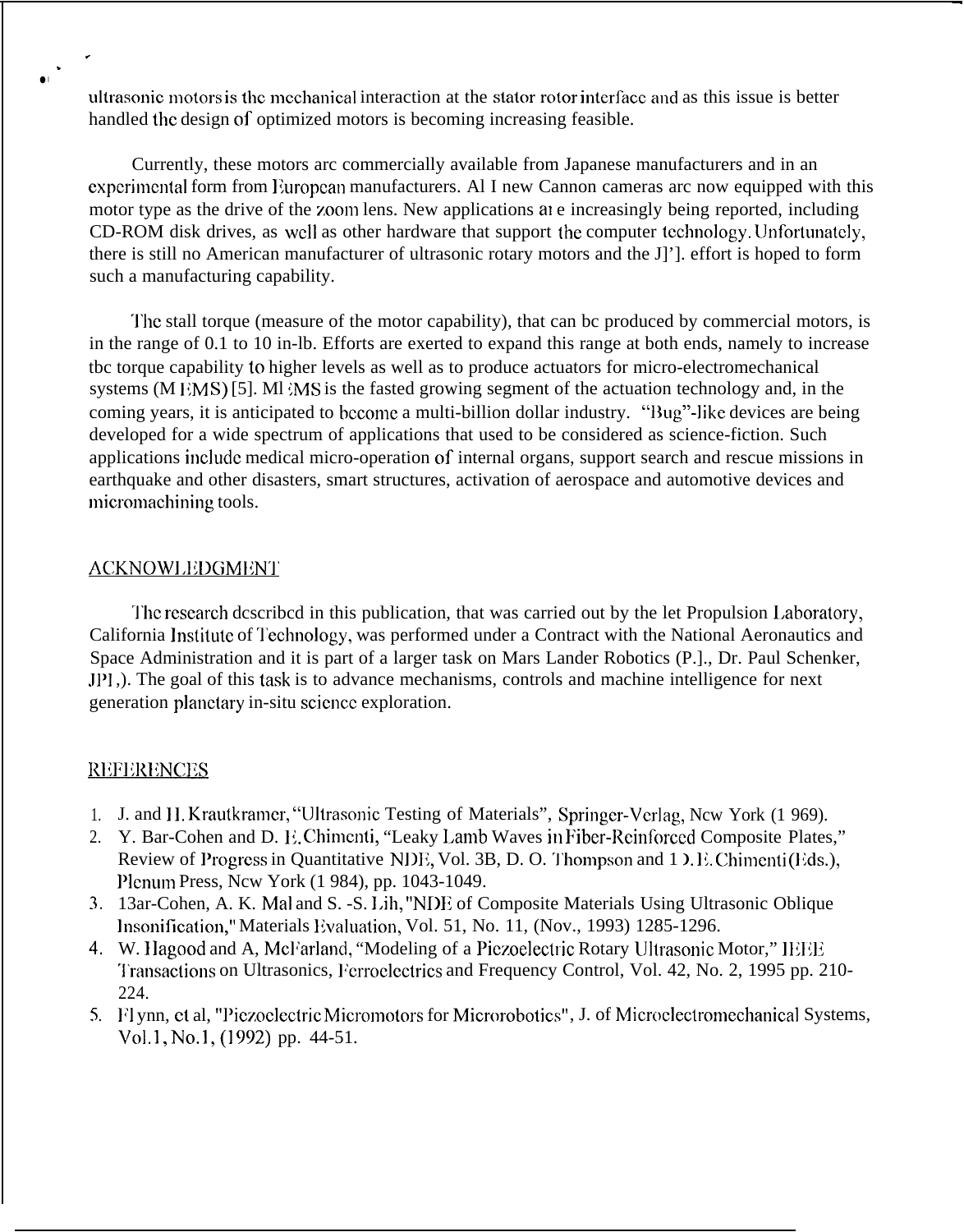ultrasonic motors is the mechanical interaction at the stator rotor interface and as this issue is better handled the design of optimized motors is becoming increasing feasible.

Currently, these motors arc commercially available from Japanese manufacturers and in an experimental form from European manufacturers. Al I new Cannon cameras arc now equipped with this motor type as the drive of the zoom lens. New applications ai e increasingly being reported, including CD-ROM disk drives, as well as other hardware that support the computer technology. Unfortunately, there is still no American manufacturer of ultrasonic rotary motors and the J]']. effort is hoped to form such a manufacturing capability.

The stall torque (measure of the motor capability), that can bc produced by commercial motors, is in the range of 0.1 to 10 in-lb. Efforts are exerted to expand this range at both ends, namely to increase tbc torque capability to higher levels as well as to produce actuators for micro-electromechanical systems (M EMS) [5]. Ml :MS is the fasted growing segment of the actuation technology and, in the coming years, it is anticipated to become a multi-billion dollar industry. "Bug"-like devices are being developed for a wide spectrum of applications that used to be considered as science-fiction. Such applications include medical micro-operation of internal organs, support search and rescue missions in earthquake and other disasters, smart structures, activation of aerospace and automotive devices and micromachining tools.

## ACKNOWLEDGMENT

The research described in this publication, that was carried out by the let Propulsion Laboratory, California Institute of Technology, was performed under a Contract with the National Aeronautics and Space Administration and it is part of a larger task on Mars Lander Robotics (P.]., Dr. Paul Schenker, JPL,). The goal of this task is to advance mechanisms, controls and machine intelligence for next generation planetary in-situ science exploration.

## REFERENCES

1. J. and H. Krautkramer, "Ultrasonic Testing of Materials", Springer-Verlag, New York (1 969).
2. Y. Bar-Cohen and D. E. Chimenti, "Leaky Lamb Waves in Fiber-Reinforced Composite Plates," Review of Progress in Quantitative NDE, Vol. 3B, D. O. Thompson and D. E. Chimenti (Eds.), Plenum Press, New York (1 984), pp. 1043-1049.
3. Bar-Cohen, A. K. Mal and S. -S. Lih, "NDE of Composite Materials Using Ultrasonic Oblique Insonification," Materials Evaluation, Vol. 51, No. 11, (Nov., 1993) 1285-1296.
4. W. Hagood and A, McFarland, "Modeling of a Piezoelectric Rotary Ultrasonic Motor," IEEE Transactions on Ultrasonics, Ferroelectrics and Frequency Control, Vol. 42, No. 2, 1995 pp. 210-224.
5. Flynn, et al, "Piezoelectric Micromotors for Microrobotics", J. of Microelectromechanical Systems, Vol.1, No.1, (1992) pp. 44-51.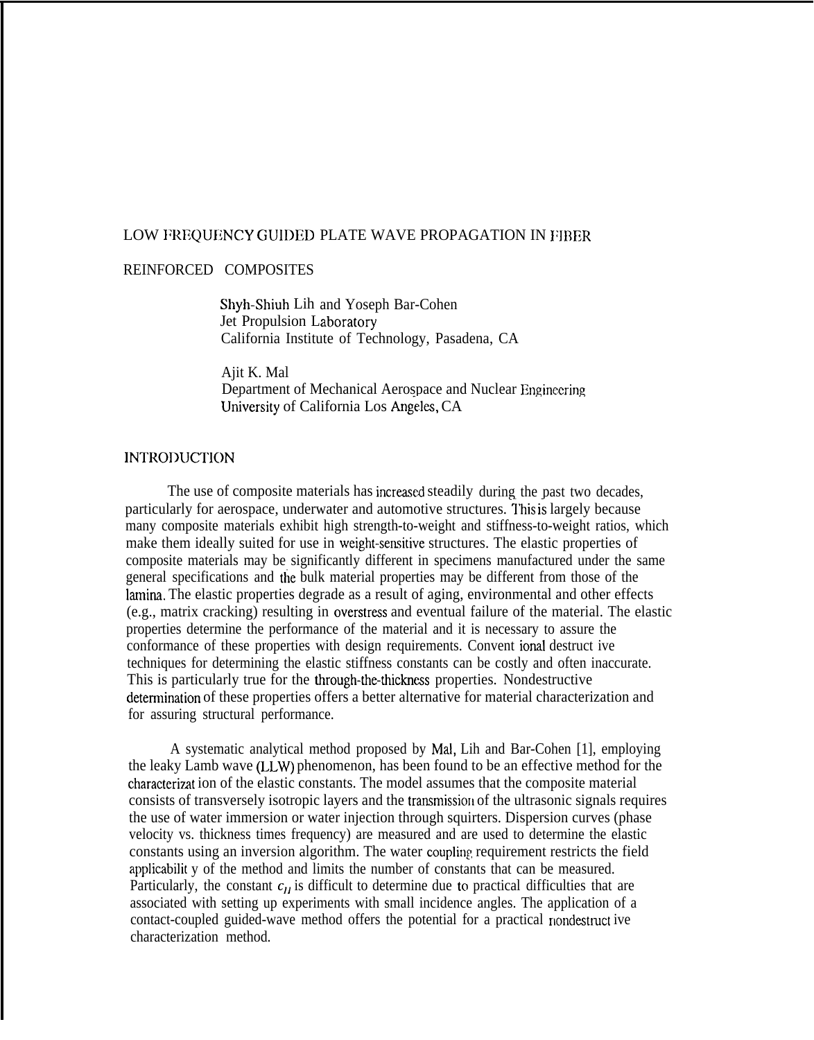# LOW FREQUENCY GUIDED PLATE WAVE PROPAGATION IN FIBER REINFORCED COMPOSITES

Shyh-Shiuh Lih and Yoseph Bar-Cohen
Jet Propulsion Laboratory
California Institute of Technology, Pasadena, CA

Ajit K. Mal
Department of Mechanical Aerospace and Nuclear Engineering
University of California Los Angeles, CA

## INTRODUCTION

The use of composite materials has increased steadily during the past two decades, particularly for aerospace, underwater and automotive structures. This is largely because many composite materials exhibit high strength-to-weight and stiffness-to-weight ratios, which make them ideally suited for use in weight-sensitive structures. The elastic properties of composite materials may be significantly different in specimens manufactured under the same general specifications and the bulk material properties may be different from those of the lamina. The elastic properties degrade as a result of aging, environmental and other effects (e.g., matrix cracking) resulting in overstress and eventual failure of the material. The elastic properties determine the performance of the material and it is necessary to assure the conformance of these properties with design requirements. Conventional destructive techniques for determining the elastic stiffness constants can be costly and often inaccurate. This is particularly true for the through-the-thickness properties. Nondestructive determination of these properties offers a better alternative for material characterization and for assuring structural performance.

A systematic analytical method proposed by Mal, Lih and Bar-Cohen [1], employing the leaky Lamb wave (LLW) phenomenon, has been found to be an effective method for the characterization of the elastic constants. The model assumes that the composite material consists of transversely isotropic layers and the transmission of the ultrasonic signals requires the use of water immersion or water injection through squirters. Dispersion curves (phase velocity vs. thickness times frequency) are measured and are used to determine the elastic constants using an inversion algorithm. The water coupling requirement restricts the field applicability of the method and limits the number of constants that can be measured. Particularly, the constant $c_{11}$ is difficult to determine due to practical difficulties that are associated with setting up experiments with small incidence angles. The application of a contact-coupled guided-wave method offers the potential for a practical nondestructive characterization method.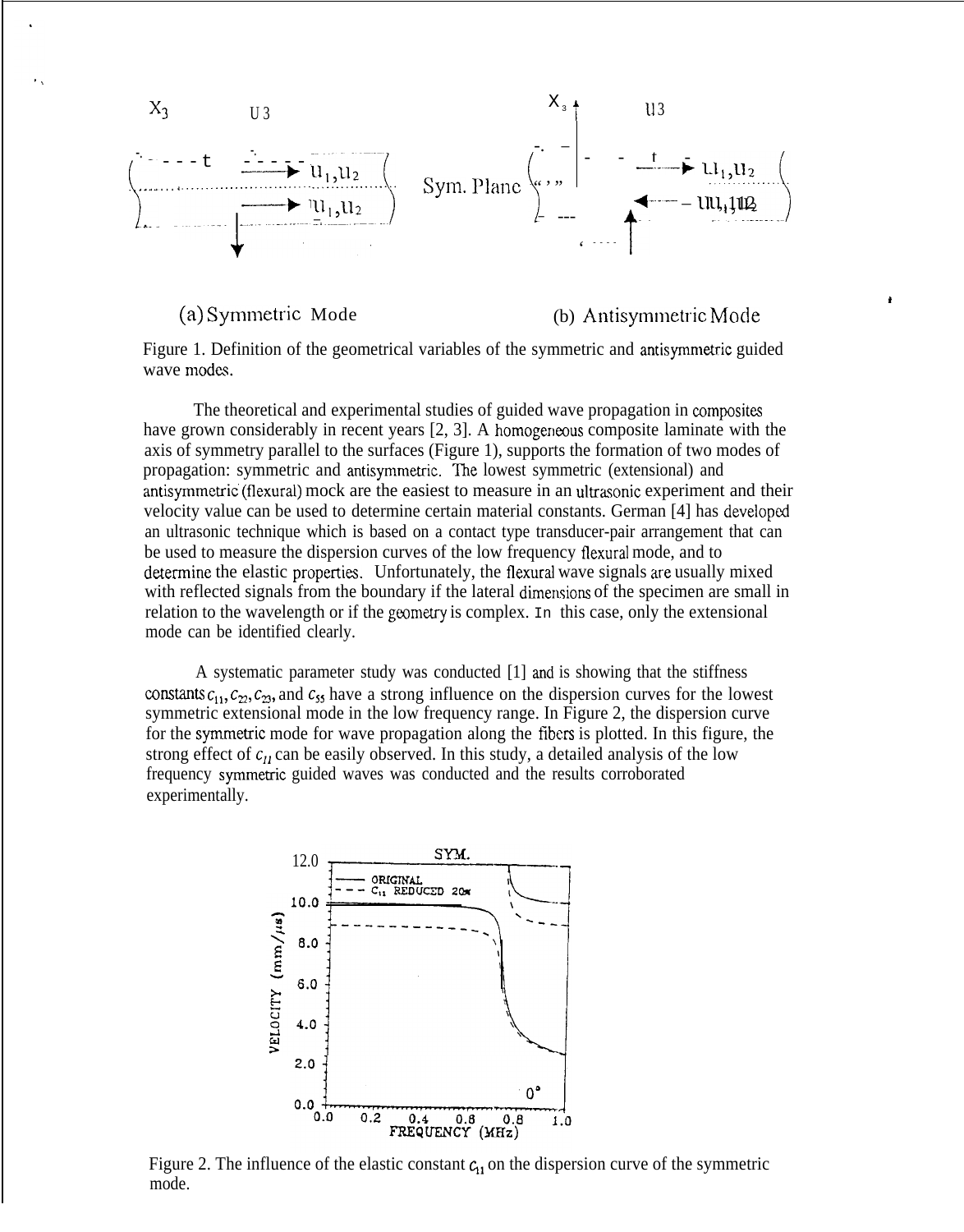Figure 1. Definition of the geometrical variables of the symmetric and antisymmetric guided wave modes.

The theoretical and experimental studies of guided wave propagation in composites have grown considerably in recent years [2, 3]. A homogeneous composite laminate with the axis of symmetry parallel to the surfaces (Figure 1), supports the formation of two modes of propagation: symmetric and antisymmetric. The lowest symmetric (extensional) and antisymmetric (flexural) mock are the easiest to measure in an ultrasonic experiment and their velocity value can be used to determine certain material constants. German [4] has developed an ultrasonic technique which is based on a contact type transducer-pair arrangement that can be used to measure the dispersion curves of the low frequency flexural mode, and to determine the elastic properties. Unfortunately, the flexural wave signals are usually mixed with reflected signals from the boundary if the lateral dimensions of the specimen are small in relation to the wavelength or if the geometry is complex. In this case, only the extensional mode can be identified clearly.

A systematic parameter study was conducted [1] and is showing that the stiffness constants $c_{11}$, $c_{22}$, $c_{23}$, and $c_{55}$ have a strong influence on the dispersion curves for the lowest symmetric extensional mode in the low frequency range. In Figure 2, the dispersion curve for the symmetric mode for wave propagation along the fibers is plotted. In this figure, the strong effect of $c_{11}$ can be easily observed. In this study, a detailed analysis of the low frequency symmetric guided waves was conducted and the results corroborated experimentally.

Figure 2. The influence of the elastic constant $c_{11}$ on the dispersion curve of the symmetric mode.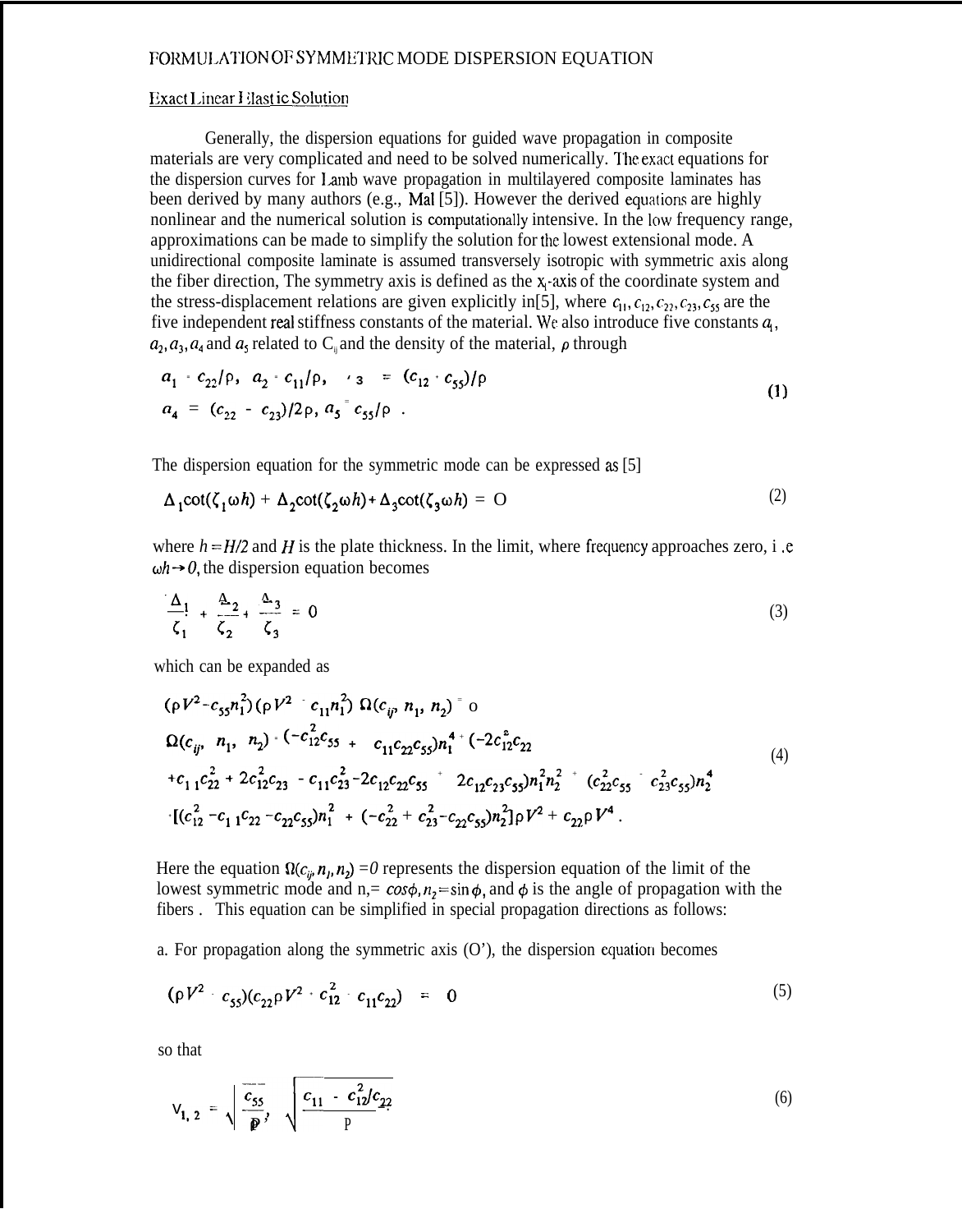## FORMULATION OF SYMMETRIC MODE DISPERSION EQUATION

### Exact Linear Elastic Solution

Generally, the dispersion equations for guided wave propagation in composite materials are very complicated and need to be solved numerically. The exact equations for the dispersion curves for Lamb wave propagation in multilayered composite laminates has been derived by many authors (e.g., Mal [5]). However the derived equations are highly nonlinear and the numerical solution is computationally intensive. In the low frequency range, approximations can be made to simplify the solution for the lowest extensional mode. A unidirectional composite laminate is assumed transversely isotropic with symmetric axis along the fiber direction, The symmetry axis is defined as the $x_1$-axis of the coordinate system and the stress-displacement relations are given explicitly in[5], where $c_{11}, c_{12}, c_{22}, c_{23}, c_{55}$ are the five independent real stiffness constants of the material. We also introduce five constants $a_1$, $a_2, a_3, a_4$ and $a_5$ related to $C_{ij}$ and the density of the material, $\rho$ through

$$a_1 = c_{22}/\rho, \quad a_2 = c_{11}/\rho, \quad a_3 = (c_{12} + c_{55})/\rho$$
$$a_4 = (c_{22} - c_{23})/2\rho, \quad a_5 = c_{55}/\rho \; . \tag{1}$$

The dispersion equation for the symmetric mode can be expressed as [5]

$$\Delta_1 \cot(\zeta_1 \omega h) + \Delta_2 \cot(\zeta_2 \omega h) + \Delta_3 \cot(\zeta_3 \omega h) = 0 \tag{2}$$

where $h = H/2$ and $H$ is the plate thickness. In the limit, where frequency approaches zero, i .e $\omega h \to 0$, the dispersion equation becomes

$$\frac{\Delta_1}{\zeta_1} + \frac{\Delta_2}{\zeta_2} + \frac{\Delta_3}{\zeta_3} = 0 \tag{3}$$

which can be expanded as

$$(\rho V^2 - c_{55} n_1^2)(\rho V^2 - c_{11} n_1^2)\, \Omega(c_{ij}, n_1, n_2) = 0$$
$$\Omega(c_{ij}, n_1, n_2) = (-c_{12}^2 c_{55} + c_{11} c_{22} c_{55}) n_1^4 + (-2 c_{12}^2 c_{22}$$
$$+ c_{11} c_{22}^2 + 2 c_{12}^2 c_{23} - c_{11} c_{23}^2 - 2 c_{12} c_{22} c_{55} + 2 c_{12} c_{23} c_{55}) n_1^2 n_2^2 + (c_{22}^2 c_{55} - c_{23}^2 c_{55}) n_2^4$$
$$+ [(c_{12}^2 - c_{11} c_{22} - c_{22} c_{55}) n_1^2 + (-c_{22}^2 + c_{23}^2 - c_{22} c_{55}) n_2^2] \rho V^2 + c_{22} \rho V^4 \, . \tag{4}$$

Here the equation $\Omega(c_{ij}, n_1, n_2) = 0$ represents the dispersion equation of the limit of the lowest symmetric mode and $n_1 = \cos\phi, n_2 = \sin\phi$, and $\phi$ is the angle of propagation with the fibers . This equation can be simplified in special propagation directions as follows:

a. For propagation along the symmetric axis (0°), the dispersion equation becomes

$$(\rho V^2 - c_{55})(c_{22} \rho V^2 + c_{12}^2 - c_{11} c_{22}) = 0 \tag{5}$$

so that

$$V_{1,2} = \sqrt{\frac{c_{55}}{\rho}}, \quad \sqrt{\frac{c_{11} - c_{12}^2 / c_{22}}{\rho}} \tag{6}$$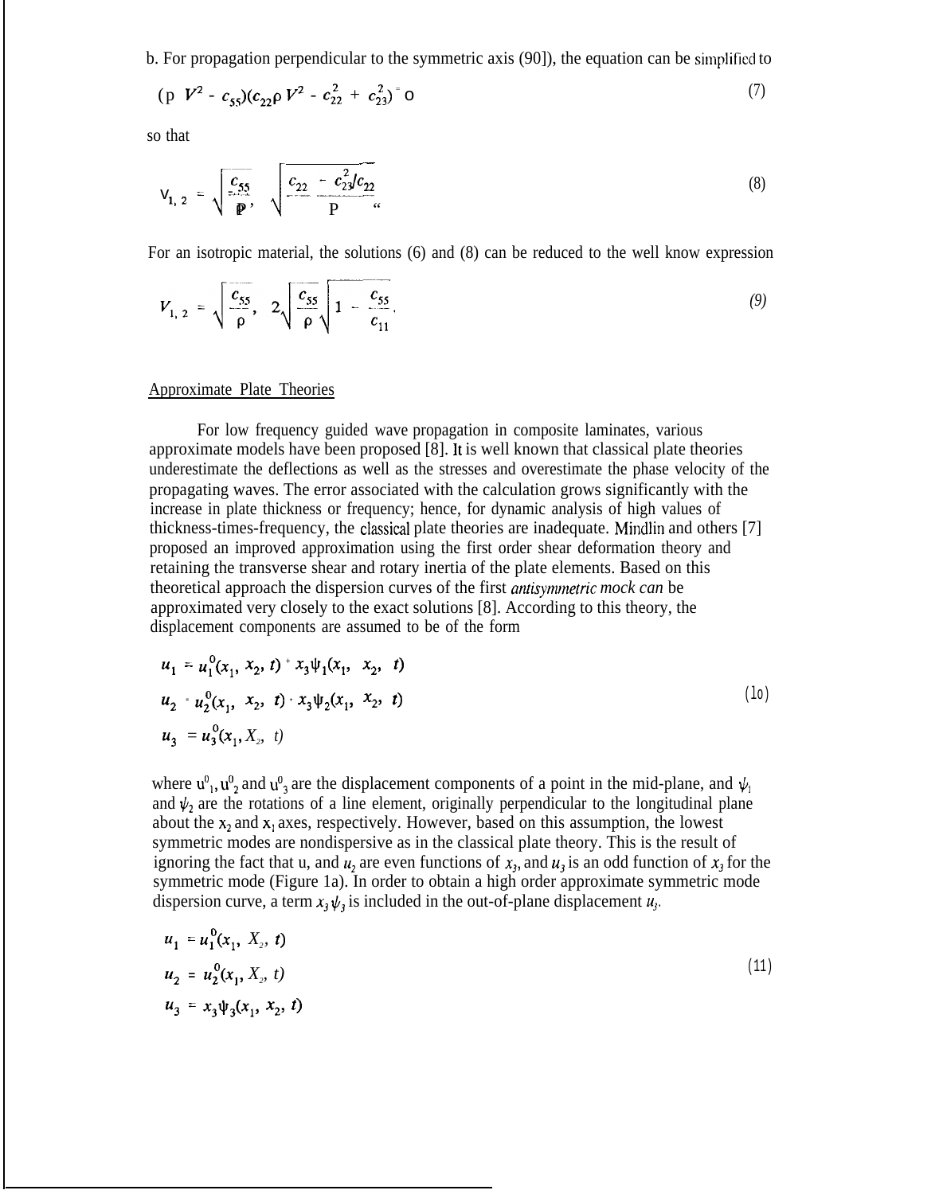b. For propagation perpendicular to the symmetric axis (90]), the equation can be simplified to

$$(\rho V^2 - c_{55})(c_{22}\rho V^2 - c_{22}^2 + c_{23}^2) = 0 \tag{7}$$

so that

$$V_{1,2} = \sqrt{\frac{c_{55}}{\rho}}, \quad \sqrt{\frac{c_{22} - c_{23}^2/c_{22}}{\rho}} \tag{8}$$

For an isotropic material, the solutions (6) and (8) can be reduced to the well know expression

$$V_{1,2} = \sqrt{\frac{c_{55}}{\rho}}, \quad 2\sqrt{\frac{c_{55}}{\rho}}\sqrt{1 - \frac{c_{55}}{c_{11}}}. \tag{9}$$

## Approximate Plate Theories

For low frequency guided wave propagation in composite laminates, various approximate models have been proposed [8]. It is well known that classical plate theories underestimate the deflections as well as the stresses and overestimate the phase velocity of the propagating waves. The error associated with the calculation grows significantly with the increase in plate thickness or frequency; hence, for dynamic analysis of high values of thickness-times-frequency, the classical plate theories are inadequate. Mindlin and others [7] proposed an improved approximation using the first order shear deformation theory and retaining the transverse shear and rotary inertia of the plate elements. Based on this theoretical approach the dispersion curves of the first *antisymmetric mock can* be approximated very closely to the exact solutions [8]. According to this theory, the displacement components are assumed to be of the form

$$
\begin{aligned}
u_1 &= u_1^0(x_1, x_2, t) + x_3\psi_1(x_1, x_2, t) \\
u_2 &= u_2^0(x_1, x_2, t) + x_3\psi_2(x_1, x_2, t) \\
u_3 &= u_3^0(x_1, x_2, t)
\end{aligned} \tag{10}
$$

where $u^0_1$, $u^0_2$ and $u^0_3$ are the displacement components of a point in the mid-plane, and $\psi_1$ and $\psi_2$ are the rotations of a line element, originally perpendicular to the longitudinal plane about the $x_2$ and $x_1$ axes, respectively. However, based on this assumption, the lowest symmetric modes are nondispersive as in the classical plate theory. This is the result of ignoring the fact that $u_1$ and $u_2$ are even functions of $x_3$, and $u_3$ is an odd function of $x_3$ for the symmetric mode (Figure 1a). In order to obtain a high order approximate symmetric mode dispersion curve, a term $x_3\psi_3$ is included in the out-of-plane displacement $u_3$.

$$
\begin{aligned}
u_1 &= u_1^0(x_1, x_2, t) \\
u_2 &= u_2^0(x_1, x_2, t) \\
u_3 &= x_3\psi_3(x_1, x_2, t)
\end{aligned} \tag{11}
$$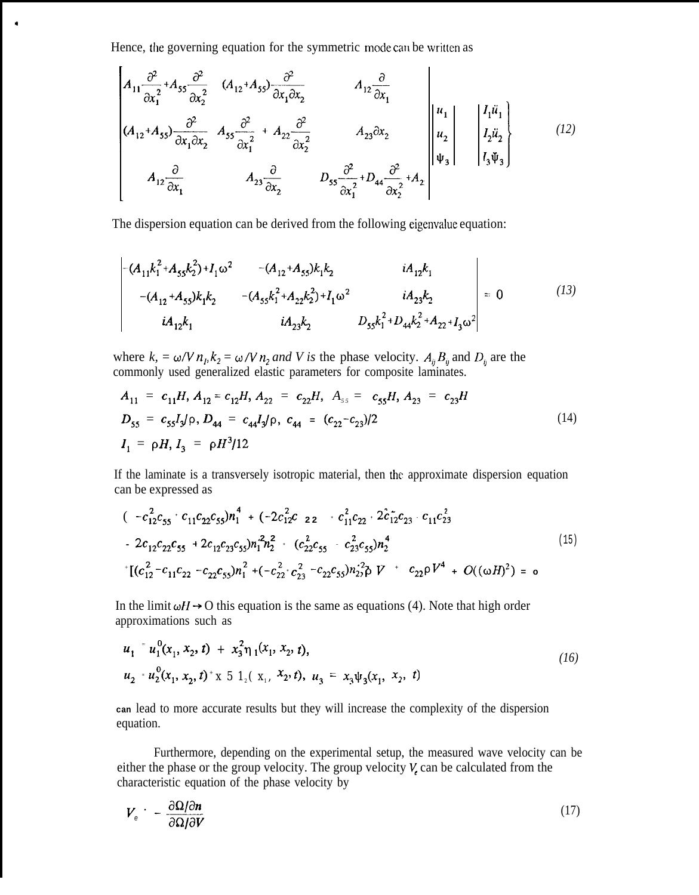Hence, the governing equation for the symmetric mode can be written as

$$
\begin{bmatrix}
A_{11}\frac{\partial^2}{\partial x_1^2}+A_{55}\frac{\partial^2}{\partial x_2^2} & (A_{12}+A_{55})\frac{\partial^2}{\partial x_1 \partial x_2} & A_{12}\frac{\partial}{\partial x_1} \\
(A_{12}+A_{55})\frac{\partial^2}{\partial x_1 \partial x_2} & A_{55}\frac{\partial^2}{\partial x_1^2} + A_{22}\frac{\partial^2}{\partial x_2^2} & A_{23}\partial x_2 \\
A_{12}\frac{\partial}{\partial x_1} & A_{23}\frac{\partial}{\partial x_2} & D_{55}\frac{\partial^2}{\partial x_1^2}+D_{44}\frac{\partial^2}{\partial x_2^2}+A_{2}
\end{bmatrix}
\begin{Bmatrix} u_1 \\ u_2 \\ \psi_3 \end{Bmatrix}
\begin{Bmatrix} I_1\ddot{u}_1 \\ I_2\ddot{u}_2 \\ I_3\ddot{\psi}_3 \end{Bmatrix}
\tag{12}
$$

The dispersion equation can be derived from the following eigenvalue equation:

$$
\begin{vmatrix}
-(A_{11}k_1^2+A_{55}k_2^2)+I_1\omega^2 & -(A_{12}+A_{55})k_1k_2 & iA_{12}k_1 \\
-(A_{12}+A_{55})k_1k_2 & -(A_{55}k_1^2+A_{22}k_2^2)+I_1\omega^2 & iA_{23}k_2 \\
iA_{12}k_1 & iA_{23}k_2 & D_{55}k_1^2+D_{44}k_2^2+A_{22}+I_3\omega^2
\end{vmatrix} = 0
\tag{13}
$$

where $k_1 = \omega/V\, n_1, k_2 = \omega/V\, n_2$ *and* $V$ *is* the phase velocity. $A_{ij}\, B_{ij}$ and $D_{ij}$ are the commonly used generalized elastic parameters for composite laminates.

$$
\begin{aligned}
A_{11} &= c_{11}H,\ A_{12} = c_{12}H,\ A_{22} = c_{22}H,\ A_{55} = c_{55}H,\ A_{23} = c_{23}H \\
D_{55} &= c_{55}I_3/\rho,\ D_{44} = c_{44}I_3/\rho,\ c_{44} = (c_{22}-c_{23})/2 \\
I_1 &= \rho H,\ I_3 = \rho H^3/12
\end{aligned}
\tag{14}
$$

If the laminate is a transversely isotropic material, then the approximate dispersion equation can be expressed as

$$
\begin{aligned}
&(-c_{12}^2c_{55} + c_{11}c_{22}c_{55})n_1^4 + (-2c_{12}^2c_{22} + c_{11}^2c_{22} + 2c_{12}^2c_{23} - c_{11}c_{23}^2 \\
&- 2c_{12}c_{22}c_{55} + 2c_{12}c_{23}c_{55})n_1^2n_2^2 + (c_{22}^2c_{55} - c_{23}^2c_{55})n_2^4 \\
&+[(c_{12}^2-c_{11}c_{22}-c_{22}c_{55})n_1^2+(-c_{22}^2+c_{23}^2-c_{22}c_{55})n_2^2]\rho V^2 + c_{22}\rho V^4 + O((\omega H)^2) = 0
\end{aligned}
\tag{15}
$$

In the limit $\omega H \rightarrow 0$ this equation is the same as equations (4). Note that high order approximations such as

$$
\begin{aligned}
u_1 &= u_1^0(x_1, x_2, t) + x_3^2\eta_1(x_1, x_2, t), \\
u_2 &= u_2^0(x_1, x_2, t) + x_3^2\eta_2(x_1, x_2, t),\ u_3 = x_3\psi_3(x_1, x_2, t)
\end{aligned}
\tag{16}
$$

can lead to more accurate results but they will increase the complexity of the dispersion equation.

Furthermore, depending on the experimental setup, the measured wave velocity can be either the phase or the group velocity. The group velocity $V_e$ can be calculated from the characteristic equation of the phase velocity by

$$
V_e = -\frac{\partial\Omega/\partial n}{\partial\Omega/\partial V}
\tag{17}
$$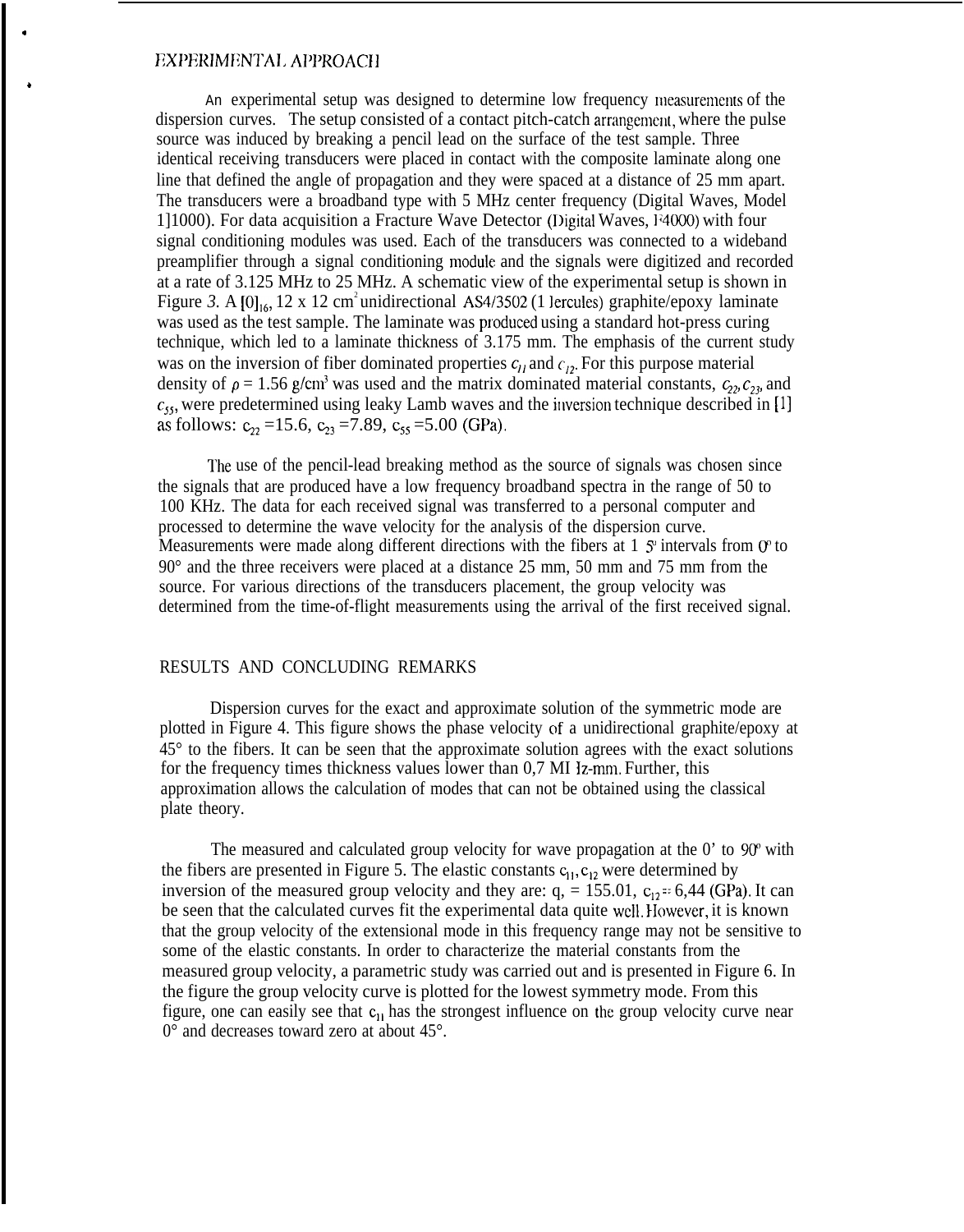## EXPERIMENTAL APPROACH

An experimental setup was designed to determine low frequency measurements of the dispersion curves. The setup consisted of a contact pitch-catch arrangement, where the pulse source was induced by breaking a pencil lead on the surface of the test sample. Three identical receiving transducers were placed in contact with the composite laminate along one line that defined the angle of propagation and they were spaced at a distance of 25 mm apart. The transducers were a broadband type with 5 MHz center frequency (Digital Waves, Model 1]1000). For data acquisition a Fracture Wave Detector (Digital Waves, F4000) with four signal conditioning modules was used. Each of the transducers was connected to a wideband preamplifier through a signal conditioning module and the signals were digitized and recorded at a rate of 3.125 MHz to 25 MHz. A schematic view of the experimental setup is shown in Figure 3. A $[0]_{16}$, 12 x 12 $cm^2$ unidirectional AS4/3502 (Hercules) graphite/epoxy laminate was used as the test sample. The laminate was produced using a standard hot-press curing technique, which led to a laminate thickness of 3.175 mm. The emphasis of the current study was on the inversion of fiber dominated properties $c_{11}$ and $c_{12}$. For this purpose material density of $\rho = 1.56$ g/$cm^3$ was used and the matrix dominated material constants, $c_{22}$, $c_{23}$, and $c_{55}$, were predetermined using leaky Lamb waves and the inversion technique described in [1] as follows: $c_{22} = 15.6$, $c_{23} = 7.89$, $c_{55} = 5.00$ (GPa).

The use of the pencil-lead breaking method as the source of signals was chosen since the signals that are produced have a low frequency broadband spectra in the range of 50 to 100 KHz. The data for each received signal was transferred to a personal computer and processed to determine the wave velocity for the analysis of the dispersion curve. Measurements were made along different directions with the fibers at 15° intervals from 0° to 90° and the three receivers were placed at a distance 25 mm, 50 mm and 75 mm from the source. For various directions of the transducers placement, the group velocity was determined from the time-of-flight measurements using the arrival of the first received signal.

## RESULTS AND CONCLUDING REMARKS

Dispersion curves for the exact and approximate solution of the symmetric mode are plotted in Figure 4. This figure shows the phase velocity of a unidirectional graphite/epoxy at 45° to the fibers. It can be seen that the approximate solution agrees with the exact solutions for the frequency times thickness values lower than 0,7 MHz-mm. Further, this approximation allows the calculation of modes that can not be obtained using the classical plate theory.

The measured and calculated group velocity for wave propagation at the 0° to 90° with the fibers are presented in Figure 5. The elastic constants $c_{11}, c_{12}$ were determined by inversion of the measured group velocity and they are: $c_{11} = 155.01$, $c_{12} = 6{,}44$ (GPa). It can be seen that the calculated curves fit the experimental data quite well. However, it is known that the group velocity of the extensional mode in this frequency range may not be sensitive to some of the elastic constants. In order to characterize the material constants from the measured group velocity, a parametric study was carried out and is presented in Figure 6. In the figure the group velocity curve is plotted for the lowest symmetry mode. From this figure, one can easily see that $c_{11}$ has the strongest influence on the group velocity curve near 0° and decreases toward zero at about 45°.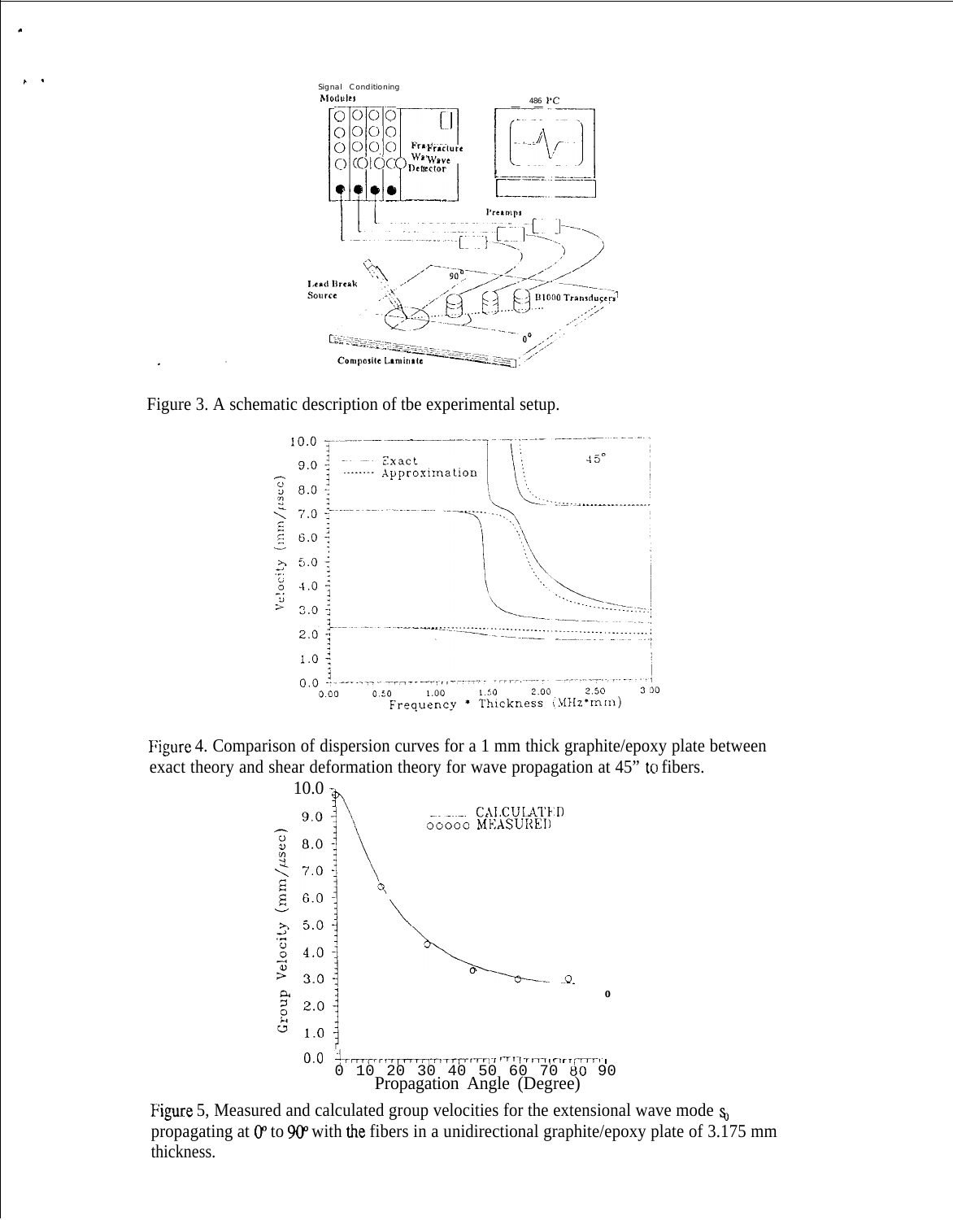Figure 3. A schematic description of tbe experimental setup.

Figure 4. Comparison of dispersion curves for a 1 mm thick graphite/epoxy plate between exact theory and shear deformation theory for wave propagation at 45" to fibers.

Figure 5, Measured and calculated group velocities for the extensional wave mode $s_0$ propagating at 0° to 90° with the fibers in a unidirectional graphite/epoxy plate of 3.175 mm thickness.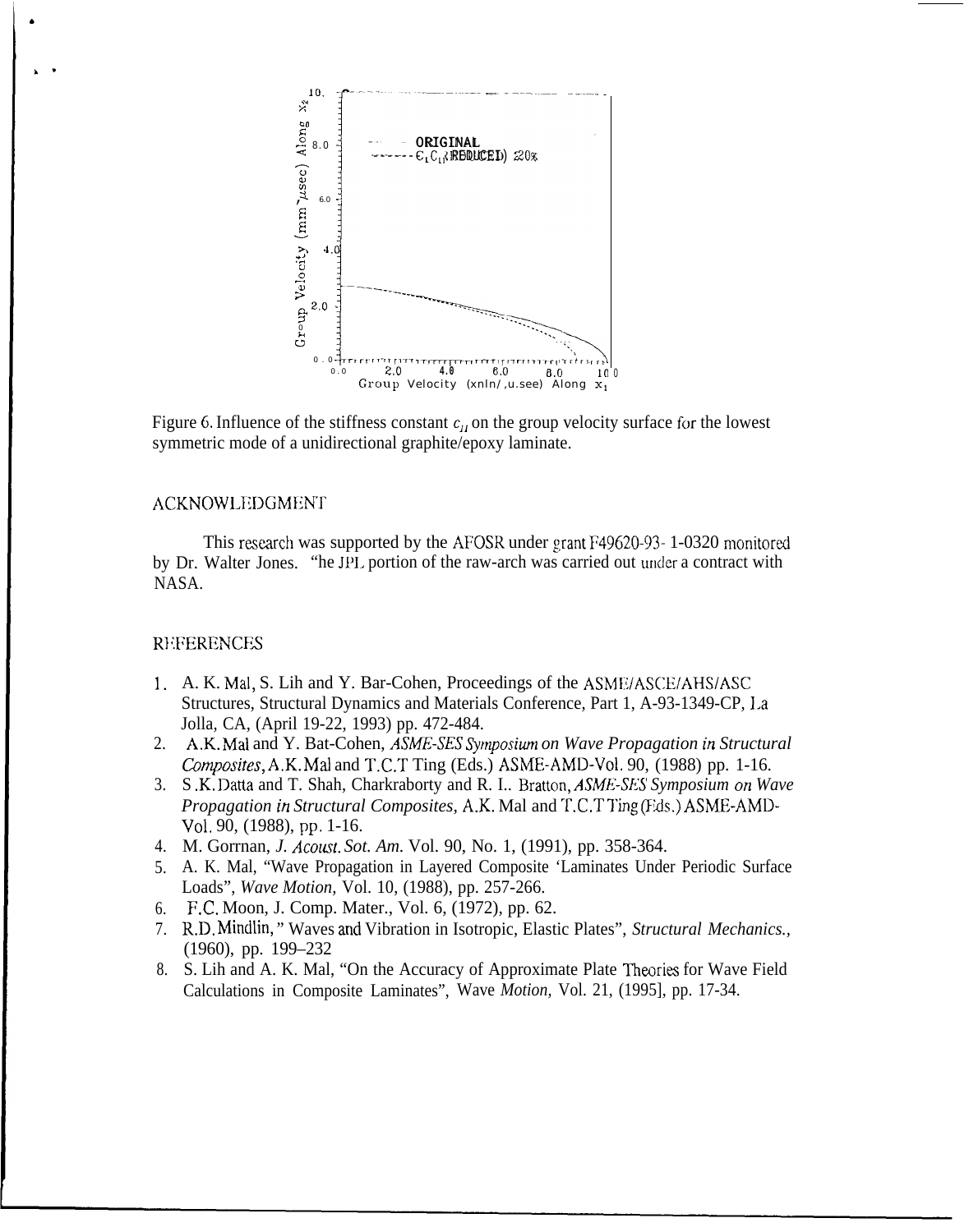10.

8.0

6.0

4.0

2.0

0.0

0.0 2.0 4.0 6.0 8.0 10.0

Group Velocity (mm/μsec) Along $x_2$

Group Velocity (mm/μsec) Along $x_1$

ORIGINAL

$C_{11}$ REDUCED) 20%

Figure 6. Influence of the stiffness constant $c_{11}$ on the group velocity surface for the lowest symmetric mode of a unidirectional graphite/epoxy laminate.

## ACKNOWLEDGMENT

This research was supported by the AFOSR under grant F49620-93-1-0320 monitored by Dr. Walter Jones. "he JPL portion of the raw-arch was carried out under a contract with NASA.

## REFERENCES

1. A. K. Mal, S. Lih and Y. Bar-Cohen, Proceedings of the ASME/ASCE/AHS/ASC Structures, Structural Dynamics and Materials Conference, Part 1, A-93-1349-CP, La Jolla, CA, (April 19-22, 1993) pp. 472-484.
2. A.K. Mal and Y. Bat-Cohen, *ASME-SES Symposium on Wave Propagation in Structural Composites*, A.K. Mal and T.C.T Ting (Eds.) ASME-AMD-Vol. 90, (1988) pp. 1-16.
3. S.K. Datta and T. Shah, Charkraborty and R. L. Bratton, *ASME-SES Symposium on Wave Propagation in Structural Composites,* A.K. Mal and T.C.T Ting (Eds.) ASME-AMD-Vol. 90, (1988), pp. 1-16.
4. M. Gorrnan, *J. Acoust. Sot. Am.* Vol. 90, No. 1, (1991), pp. 358-364.
5. A. K. Mal, "Wave Propagation in Layered Composite 'Laminates Under Periodic Surface Loads", *Wave Motion,* Vol. 10, (1988), pp. 257-266.
6. F.C. Moon, J. Comp. Mater., Vol. 6, (1972), pp. 62.
7. R.D. Mindlin, " Waves and Vibration in Isotropic, Elastic Plates", *Structural Mechanics.,* (1960), pp. 199–232
8. S. Lih and A. K. Mal, "On the Accuracy of Approximate Plate Theories for Wave Field Calculations in Composite Laminates", Wave *Motion,* Vol. 21, (1995], pp. 17-34.